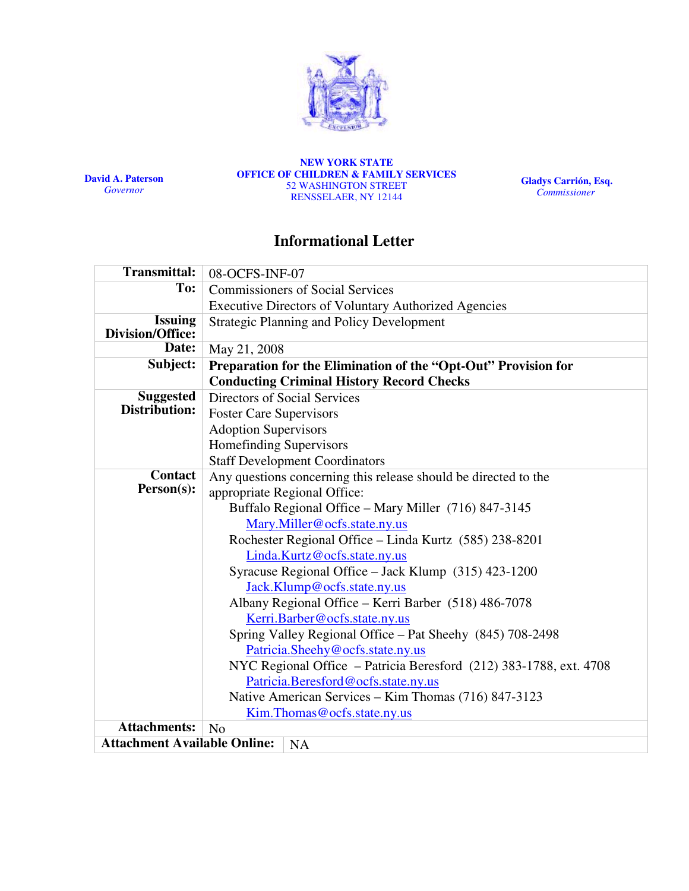**David A. Paterson**
*Governor*

**NEW YORK STATE**
**OFFICE OF CHILDREN & FAMILY SERVICES**
52 WASHINGTON STREET
RENSSELAER, NY 12144

**Gladys Carrión, Esq.**
*Commissioner*

# Informational Letter

| | |
|---|---|
| **Transmittal:** | 08-OCFS-INF-07 |
| **To:** | Commissioners of Social Services<br>Executive Directors of Voluntary Authorized Agencies |
| **Issuing Division/Office:** | Strategic Planning and Policy Development |
| **Date:** | May 21, 2008 |
| **Subject:** | **Preparation for the Elimination of the "Opt-Out" Provision for Conducting Criminal History Record Checks** |
| **Suggested Distribution:** | Directors of Social Services<br>Foster Care Supervisors<br>Adoption Supervisors<br>Homefinding Supervisors<br>Staff Development Coordinators |
| **Contact Person(s):** | Any questions concerning this release should be directed to the appropriate Regional Office:<br>Buffalo Regional Office – Mary Miller (716) 847-3145 Mary.Miller@ocfs.state.ny.us<br>Rochester Regional Office – Linda Kurtz (585) 238-8201 Linda.Kurtz@ocfs.state.ny.us<br>Syracuse Regional Office – Jack Klump (315) 423-1200 Jack.Klump@ocfs.state.ny.us<br>Albany Regional Office – Kerri Barber (518) 486-7078 Kerri.Barber@ocfs.state.ny.us<br>Spring Valley Regional Office – Pat Sheehy (845) 708-2498 Patricia.Sheehy@ocfs.state.ny.us<br>NYC Regional Office – Patricia Beresford (212) 383-1788, ext. 4708 Patricia.Beresford@ocfs.state.ny.us<br>Native American Services – Kim Thomas (716) 847-3123 Kim.Thomas@ocfs.state.ny.us |
| **Attachments:** | No |
| **Attachment Available Online:** | NA |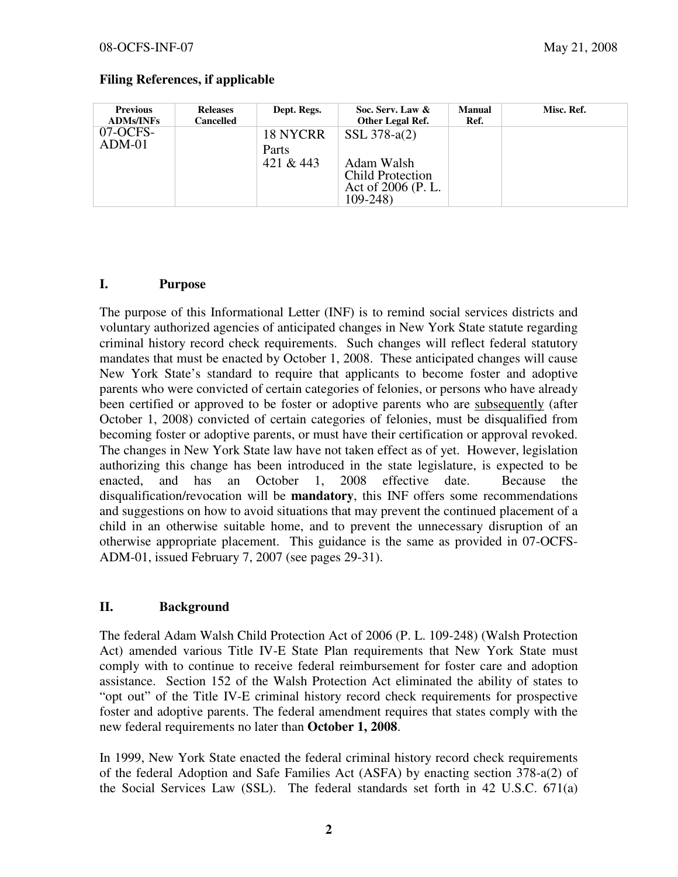**Filing References, if applicable**

| Previous ADMs/INFs | Releases Cancelled | Dept. Regs. | Soc. Serv. Law & Other Legal Ref. | Manual Ref. | Misc. Ref. |
|---|---|---|---|---|---|
| 07-OCFS-ADM-01 | | 18 NYCRR Parts 421 & 443 | SSL 378-a(2)<br><br>Adam Walsh Child Protection Act of 2006 (P. L. 109-248) | | |

## I. Purpose

The purpose of this Informational Letter (INF) is to remind social services districts and voluntary authorized agencies of anticipated changes in New York State statute regarding criminal history record check requirements. Such changes will reflect federal statutory mandates that must be enacted by October 1, 2008. These anticipated changes will cause New York State's standard to require that applicants to become foster and adoptive parents who were convicted of certain categories of felonies, or persons who have already been certified or approved to be foster or adoptive parents who are subsequently (after October 1, 2008) convicted of certain categories of felonies, must be disqualified from becoming foster or adoptive parents, or must have their certification or approval revoked. The changes in New York State law have not taken effect as of yet. However, legislation authorizing this change has been introduced in the state legislature, is expected to be enacted, and has an October 1, 2008 effective date. Because the disqualification/revocation will be **mandatory**, this INF offers some recommendations and suggestions on how to avoid situations that may prevent the continued placement of a child in an otherwise suitable home, and to prevent the unnecessary disruption of an otherwise appropriate placement. This guidance is the same as provided in 07-OCFS-ADM-01, issued February 7, 2007 (see pages 29-31).

## II. Background

The federal Adam Walsh Child Protection Act of 2006 (P. L. 109-248) (Walsh Protection Act) amended various Title IV-E State Plan requirements that New York State must comply with to continue to receive federal reimbursement for foster care and adoption assistance. Section 152 of the Walsh Protection Act eliminated the ability of states to "opt out" of the Title IV-E criminal history record check requirements for prospective foster and adoptive parents. The federal amendment requires that states comply with the new federal requirements no later than **October 1, 2008**.

In 1999, New York State enacted the federal criminal history record check requirements of the federal Adoption and Safe Families Act (ASFA) by enacting section 378-a(2) of the Social Services Law (SSL). The federal standards set forth in 42 U.S.C. 671(a)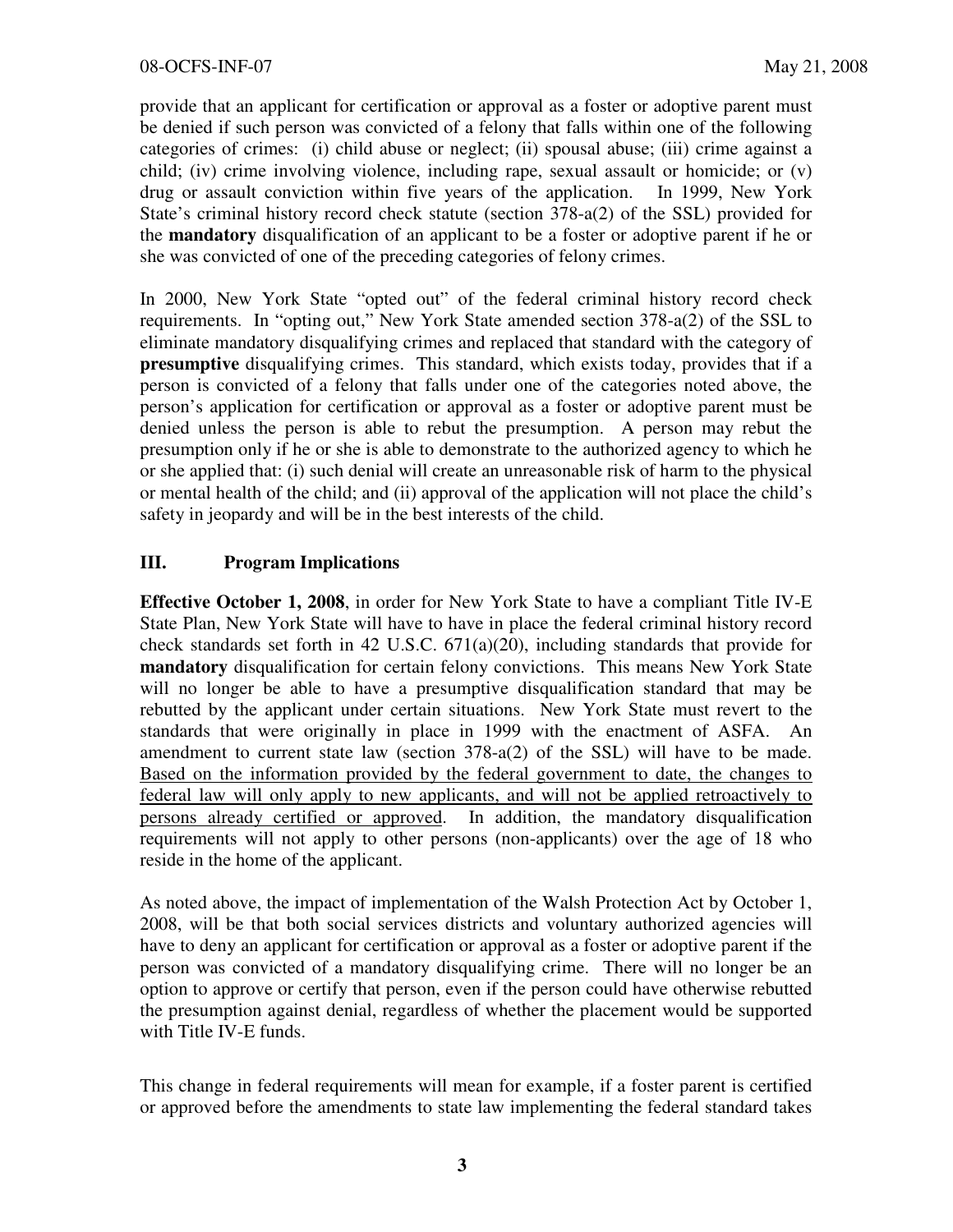provide that an applicant for certification or approval as a foster or adoptive parent must be denied if such person was convicted of a felony that falls within one of the following categories of crimes: (i) child abuse or neglect; (ii) spousal abuse; (iii) crime against a child; (iv) crime involving violence, including rape, sexual assault or homicide; or (v) drug or assault conviction within five years of the application. In 1999, New York State's criminal history record check statute (section 378-a(2) of the SSL) provided for the **mandatory** disqualification of an applicant to be a foster or adoptive parent if he or she was convicted of one of the preceding categories of felony crimes.

In 2000, New York State "opted out" of the federal criminal history record check requirements. In "opting out," New York State amended section 378-a(2) of the SSL to eliminate mandatory disqualifying crimes and replaced that standard with the category of **presumptive** disqualifying crimes. This standard, which exists today, provides that if a person is convicted of a felony that falls under one of the categories noted above, the person's application for certification or approval as a foster or adoptive parent must be denied unless the person is able to rebut the presumption. A person may rebut the presumption only if he or she is able to demonstrate to the authorized agency to which he or she applied that: (i) such denial will create an unreasonable risk of harm to the physical or mental health of the child; and (ii) approval of the application will not place the child's safety in jeopardy and will be in the best interests of the child.

## III. Program Implications

**Effective October 1, 2008**, in order for New York State to have a compliant Title IV-E State Plan, New York State will have to have in place the federal criminal history record check standards set forth in 42 U.S.C. 671(a)(20), including standards that provide for **mandatory** disqualification for certain felony convictions. This means New York State will no longer be able to have a presumptive disqualification standard that may be rebutted by the applicant under certain situations. New York State must revert to the standards that were originally in place in 1999 with the enactment of ASFA. An amendment to current state law (section 378-a(2) of the SSL) will have to be made. Based on the information provided by the federal government to date, the changes to federal law will only apply to new applicants, and will not be applied retroactively to persons already certified or approved. In addition, the mandatory disqualification requirements will not apply to other persons (non-applicants) over the age of 18 who reside in the home of the applicant.

As noted above, the impact of implementation of the Walsh Protection Act by October 1, 2008, will be that both social services districts and voluntary authorized agencies will have to deny an applicant for certification or approval as a foster or adoptive parent if the person was convicted of a mandatory disqualifying crime. There will no longer be an option to approve or certify that person, even if the person could have otherwise rebutted the presumption against denial, regardless of whether the placement would be supported with Title IV-E funds.

This change in federal requirements will mean for example, if a foster parent is certified or approved before the amendments to state law implementing the federal standard takes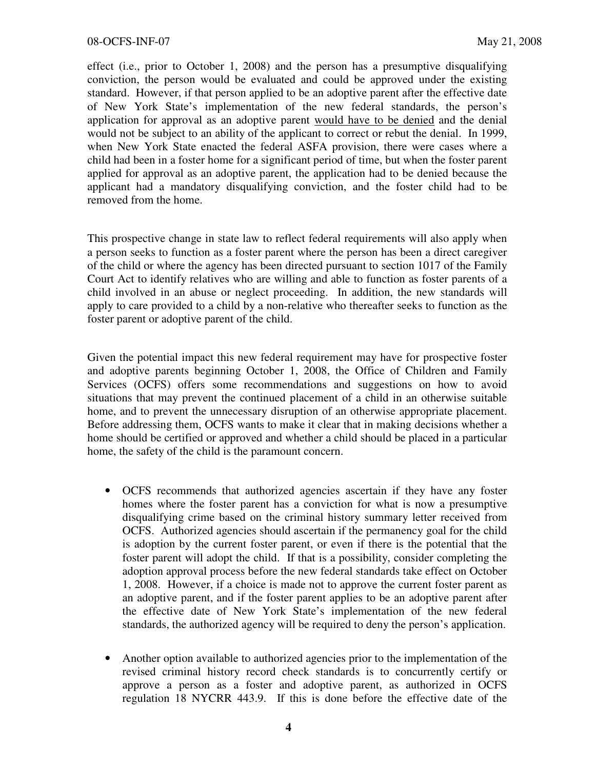effect (i.e., prior to October 1, 2008) and the person has a presumptive disqualifying conviction, the person would be evaluated and could be approved under the existing standard. However, if that person applied to be an adoptive parent after the effective date of New York State's implementation of the new federal standards, the person's application for approval as an adoptive parent would have to be denied and the denial would not be subject to an ability of the applicant to correct or rebut the denial. In 1999, when New York State enacted the federal ASFA provision, there were cases where a child had been in a foster home for a significant period of time, but when the foster parent applied for approval as an adoptive parent, the application had to be denied because the applicant had a mandatory disqualifying conviction, and the foster child had to be removed from the home.

This prospective change in state law to reflect federal requirements will also apply when a person seeks to function as a foster parent where the person has been a direct caregiver of the child or where the agency has been directed pursuant to section 1017 of the Family Court Act to identify relatives who are willing and able to function as foster parents of a child involved in an abuse or neglect proceeding. In addition, the new standards will apply to care provided to a child by a non-relative who thereafter seeks to function as the foster parent or adoptive parent of the child.

Given the potential impact this new federal requirement may have for prospective foster and adoptive parents beginning October 1, 2008, the Office of Children and Family Services (OCFS) offers some recommendations and suggestions on how to avoid situations that may prevent the continued placement of a child in an otherwise suitable home, and to prevent the unnecessary disruption of an otherwise appropriate placement. Before addressing them, OCFS wants to make it clear that in making decisions whether a home should be certified or approved and whether a child should be placed in a particular home, the safety of the child is the paramount concern.

- OCFS recommends that authorized agencies ascertain if they have any foster homes where the foster parent has a conviction for what is now a presumptive disqualifying crime based on the criminal history summary letter received from OCFS. Authorized agencies should ascertain if the permanency goal for the child is adoption by the current foster parent, or even if there is the potential that the foster parent will adopt the child. If that is a possibility, consider completing the adoption approval process before the new federal standards take effect on October 1, 2008. However, if a choice is made not to approve the current foster parent as an adoptive parent, and if the foster parent applies to be an adoptive parent after the effective date of New York State's implementation of the new federal standards, the authorized agency will be required to deny the person's application.

- Another option available to authorized agencies prior to the implementation of the revised criminal history record check standards is to concurrently certify or approve a person as a foster and adoptive parent, as authorized in OCFS regulation 18 NYCRR 443.9. If this is done before the effective date of the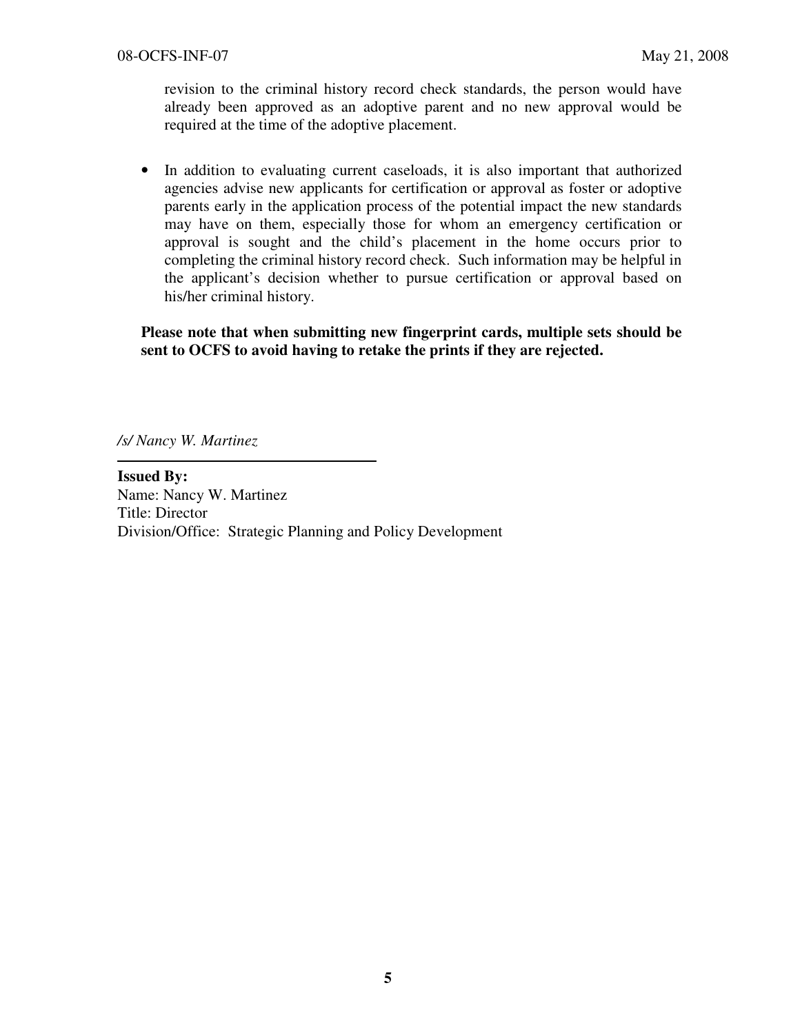revision to the criminal history record check standards, the person would have already been approved as an adoptive parent and no new approval would be required at the time of the adoptive placement.

- In addition to evaluating current caseloads, it is also important that authorized agencies advise new applicants for certification or approval as foster or adoptive parents early in the application process of the potential impact the new standards may have on them, especially those for whom an emergency certification or approval is sought and the child's placement in the home occurs prior to completing the criminal history record check. Such information may be helpful in the applicant's decision whether to pursue certification or approval based on his/her criminal history.

**Please note that when submitting new fingerprint cards, multiple sets should be sent to OCFS to avoid having to retake the prints if they are rejected.**

*/s/ Nancy W. Martinez*

**Issued By:**
Name: Nancy W. Martinez
Title: Director
Division/Office: Strategic Planning and Policy Development